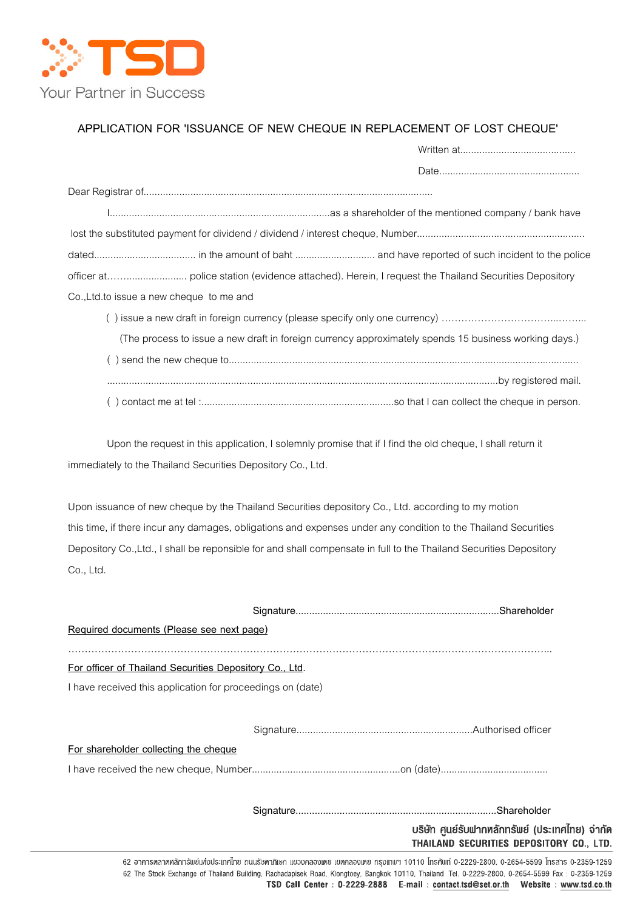TSD

Your Partner in Success

## APPLICATION FOR 'ISSUANCE OF NEW CHEQUE IN REPLACEMENT OF LOST CHEQUE'

Written at..........................................

Date..................................................

Dear Registrar of.........................................................................................................

I...............................................................................as a shareholder of the mentioned company / bank have lost the substituted payment for dividend / dividend / interest cheque, Number............................................................ dated.................................... in the amount of baht ............................ and have reported of such incident to the police officer at……...................... police station (evidence attached). Herein, I request the Thailand Securities Depository Co.,Ltd.to issue a new cheque to me and

( ) issue a new draft in foreign currency (please specify only one currency) ……………………………..……...

(The process to issue a new draft in foreign currency approximately spends 15 business working days.)

( ) send the new cheque to..............................................................................................................................

.............................................................................................................................................by registered mail.

( ) contact me at tel :......................................................................so that I can collect the cheque in person.

Upon the request in this application, I solemnly promise that if I find the old cheque, I shall return it immediately to the Thailand Securities Depository Co., Ltd.

Upon issuance of new cheque by the Thailand Securities depository Co., Ltd. according to my motion this time, if there incur any damages, obligations and expenses under any condition to the Thailand Securities Depository Co.,Ltd., I shall be reponsible for and shall compensate in full to the Thailand Securities Depository Co., Ltd.

Signature.........................................................................Shareholder

Required documents (Please see next page)

…………………………………………………………………………………………………………………………...

For officer of Thailand Securities Depository Co., Ltd.

I have received this application for proceedings on (date)

Signature...............................................................Authorised officer

For shareholder collecting the cheque

I have received the new cheque, Number......................................................on (date).......................................

Signature........................................................................Shareholder

บริษัท ศูนย์รับฝากหลักทรัพย์ (ประเทศไทย) จำกัด
THAILAND SECURITIES DEPOSITORY CO., LTD.

62 อาคารตลาดหลักทรัพย์แห่งประเทศไทย ถนนรัชดาภิเษก แขวงคลองเตย เขตคลองเตย กรุงเทพฯ 10110 โทรศัพท์ 0-2229-2800, 0-2654-5599 โทรสาร 0-2359-1259
62 The Stock Exchange of Thailand Building, Rachadapisek Road, Klongtoey, Bangkok 10110, Thailand Tel. 0-2229-2800, 0-2654-5599 Fax : 0-2359-1259
TSD Call Center : 0-2229-2888 E-mail : contact.tsd@set.or.th Website : www.tsd.co.th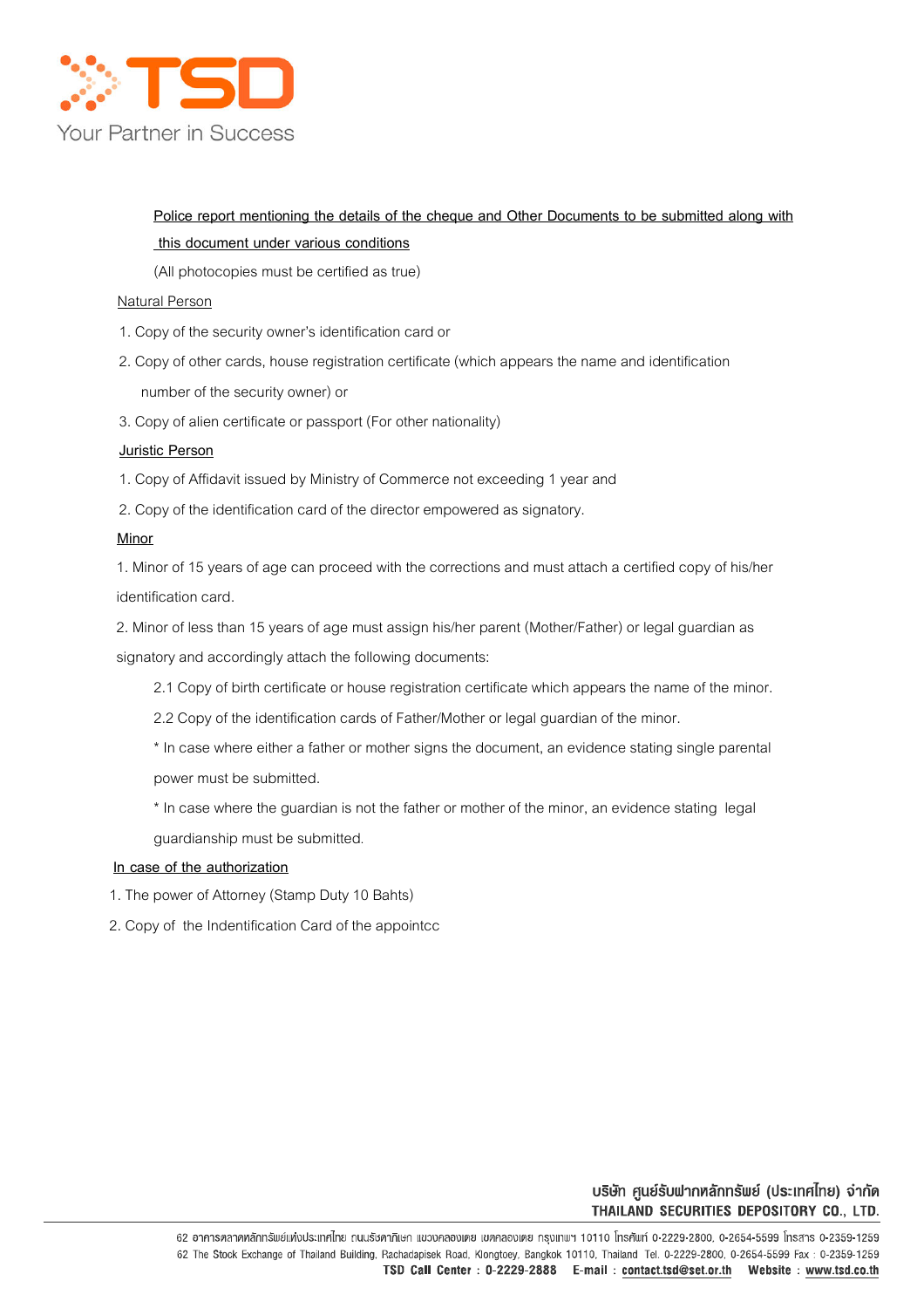Police report mentioning the details of the cheque and Other Documents to be submitted along with this document under various conditions

(All photocopies must be certified as true)

Natural Person

1. Copy of the security owner's identification card or
2. Copy of other cards, house registration certificate (which appears the name and identification number of the security owner) or
3. Copy of alien certificate or passport (For other nationality)

Juristic Person

1. Copy of Affidavit issued by Ministry of Commerce not exceeding 1 year and
2. Copy of the identification card of the director empowered as signatory.

Minor

1. Minor of 15 years of age can proceed with the corrections and must attach a certified copy of his/her identification card.
2. Minor of less than 15 years of age must assign his/her parent (Mother/Father) or legal guardian as signatory and accordingly attach the following documents:

   2.1 Copy of birth certificate or house registration certificate which appears the name of the minor.

   2.2 Copy of the identification cards of Father/Mother or legal guardian of the minor.

   * In case where either a father or mother signs the document, an evidence stating single parental power must be submitted.

   * In case where the guardian is not the father or mother of the minor, an evidence stating legal guardianship must be submitted.

In case of the authorization

1. The power of Attorney (Stamp Duty 10 Bahts)
2. Copy of the Indentification Card of the appointcc